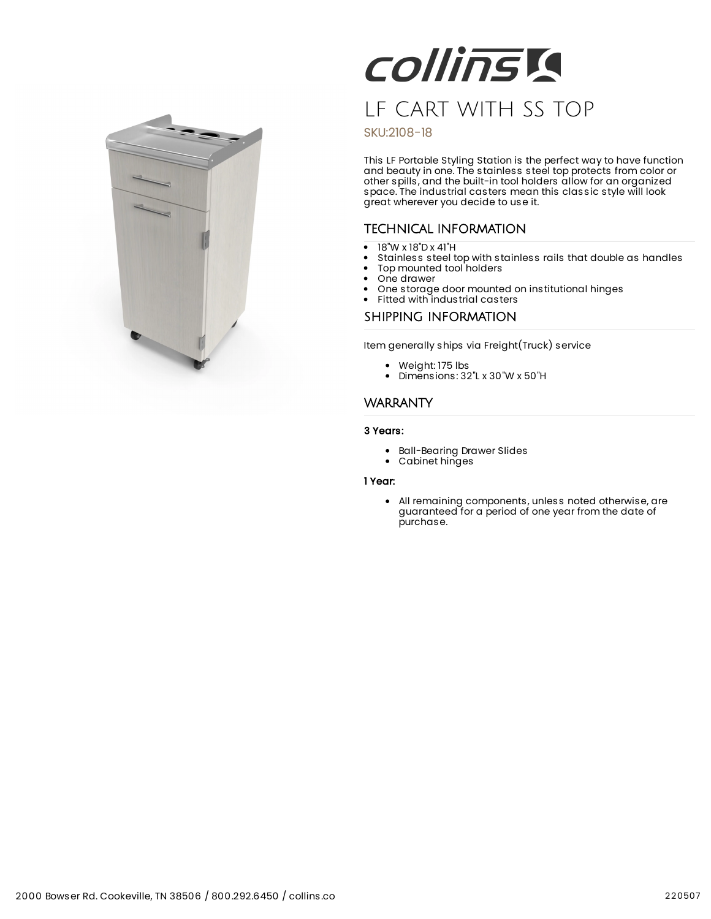# LF CART WITH SS TOP

SKU:2108-18

This LF Portable Styling Station is the perfect way to have function and beauty in one. The stainless steel top protects from color or other spills, and the built-in tool holders allow for an organized space. The industrial casters mean this classic style will look great wherever you decide to use it.

## TECHNICAL INFORMATION

- 18"W x 18"D x 41"H
- Stainless steel top with stainless rails that double as handles
- Top mounted tool holders
- One drawer
- One storage door mounted on institutional hinges
- Fitted with industrial casters

## SHIPPING INFORMATION

Item generally ships via Freight(Truck) service

- Weight: 175 lbs
- Dimensions: 32"L x 30"W x 50"H

## WARRANTY

**3 Years:**

- Ball-Bearing Drawer Slides
- Cabinet hinges

**1 Year:**

- All remaining components, unless noted otherwise, are guaranteed for a period of one year from the date of purchase.

2000 Bowser Rd. Cookeville, TN 38506 / 800.292.6450 / collins.co

220507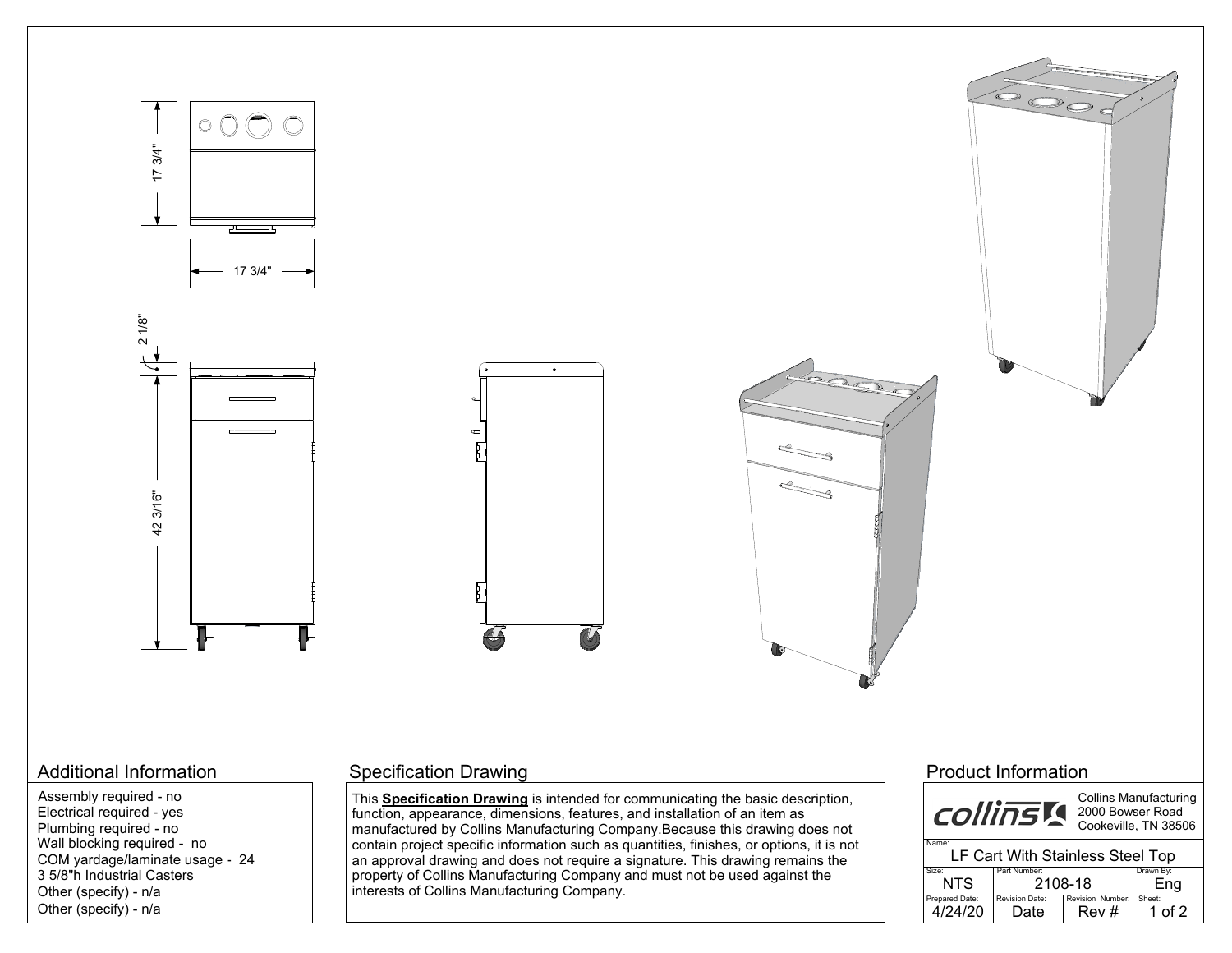17 3/4"

17 3/4"

2 1/8"

42 3/16"

## Additional Information

Assembly required - no
Electrical required - yes
Plumbing required - no
Wall blocking required - no
COM yardage/laminate usage - 24
3 5/8"h Industrial Casters
Other (specify) - n/a
Other (specify) - n/a

## Specification Drawing

This **Specification Drawing** is intended for communicating the basic description, function, appearance, dimensions, features, and installation of an item as manufactured by Collins Manufacturing Company.Because this drawing does not contain project specific information such as quantities, finishes, or options, it is not an approval drawing and does not require a signature. This drawing remains the property of Collins Manufacturing Company and must not be used against the interests of Collins Manufacturing Company.

## Product Information

collins

Collins Manufacturing
2000 Bowser Road
Cookeville, TN 38506

Name: LF Cart With Stainless Steel Top

| Size: | Part Number: | | Drawn By: |
|---|---|---|---|
| NTS | 2108-18 | | Eng |
| Prepared Date: | Revision Date: | Revision Number: | Sheet: |
| 4/24/20 | Date | Rev # | 1 of 2 |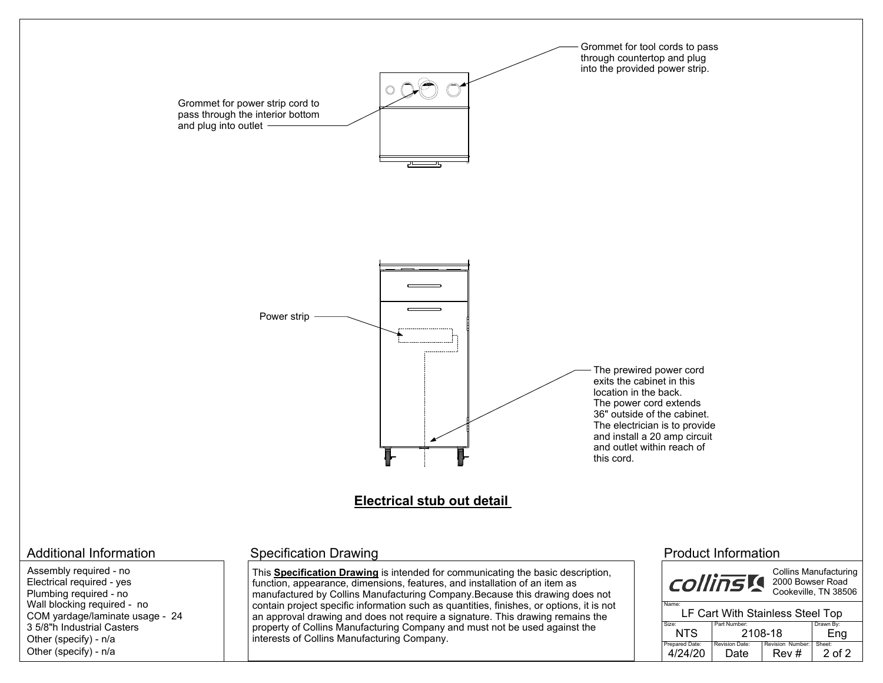Grommet for tool cords to pass through countertop and plug into the provided power strip.

Grommet for power strip cord to pass through the interior bottom and plug into outlet

Power strip

The prewired power cord exits the cabinet in this location in the back. The power cord extends 36" outside of the cabinet. The electrician is to provide and install a 20 amp circuit and outlet within reach of this cord.

**Electrical stub out detail**

## Additional Information

Assembly required - no
Electrical required - yes
Plumbing required - no
Wall blocking required - no
COM yardage/laminate usage - 24
3 5/8"h Industrial Casters
Other (specify) - n/a
Other (specify) - n/a

## Specification Drawing

This **Specification Drawing** is intended for communicating the basic description, function, appearance, dimensions, features, and installation of an item as manufactured by Collins Manufacturing Company.Because this drawing does not contain project specific information such as quantities, finishes, or options, it is not an approval drawing and does not require a signature. This drawing remains the property of Collins Manufacturing Company and must not be used against the interests of Collins Manufacturing Company.

## Product Information

collins

Collins Manufacturing
2000 Bowser Road
Cookeville, TN 38506

| | | | |
|---|---|---|---|
| Name: LF Cart With Stainless Steel Top | | | |
| Size: NTS | Part Number: 2108-18 | | Drawn By: Eng |
| Prepared Date: 4/24/20 | Revision Date: Date | Revision Number: Rev # | Sheet: 2 of 2 |